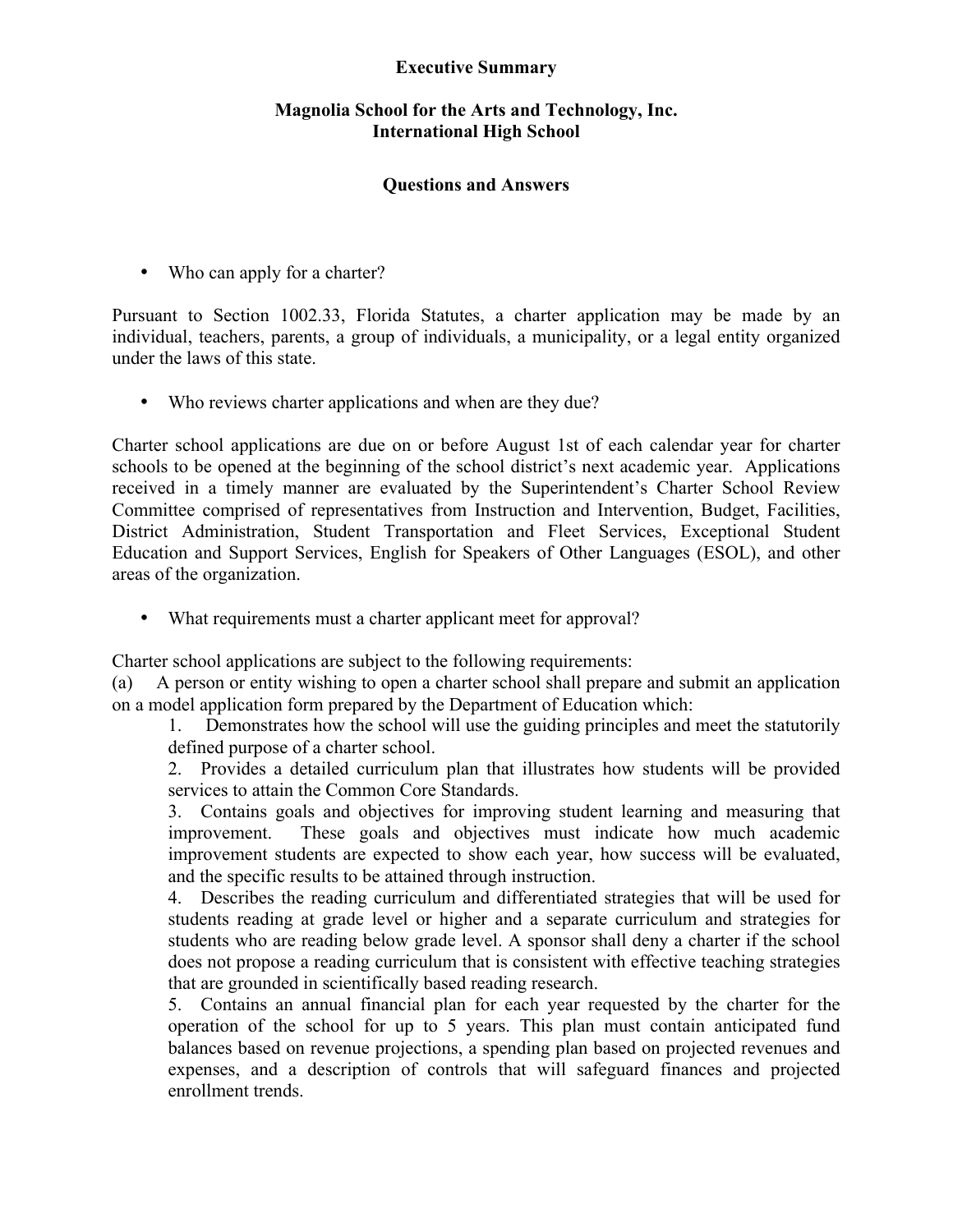**Executive Summary**

**Magnolia School for the Arts and Technology, Inc.**
**International High School**

**Questions and Answers**

- Who can apply for a charter?

Pursuant to Section 1002.33, Florida Statutes, a charter application may be made by an individual, teachers, parents, a group of individuals, a municipality, or a legal entity organized under the laws of this state.

- Who reviews charter applications and when are they due?

Charter school applications are due on or before August 1st of each calendar year for charter schools to be opened at the beginning of the school district's next academic year. Applications received in a timely manner are evaluated by the Superintendent's Charter School Review Committee comprised of representatives from Instruction and Intervention, Budget, Facilities, District Administration, Student Transportation and Fleet Services, Exceptional Student Education and Support Services, English for Speakers of Other Languages (ESOL), and other areas of the organization.

- What requirements must a charter applicant meet for approval?

Charter school applications are subject to the following requirements:

(a) A person or entity wishing to open a charter school shall prepare and submit an application on a model application form prepared by the Department of Education which:

1. Demonstrates how the school will use the guiding principles and meet the statutorily defined purpose of a charter school.
2. Provides a detailed curriculum plan that illustrates how students will be provided services to attain the Common Core Standards.
3. Contains goals and objectives for improving student learning and measuring that improvement. These goals and objectives must indicate how much academic improvement students are expected to show each year, how success will be evaluated, and the specific results to be attained through instruction.
4. Describes the reading curriculum and differentiated strategies that will be used for students reading at grade level or higher and a separate curriculum and strategies for students who are reading below grade level. A sponsor shall deny a charter if the school does not propose a reading curriculum that is consistent with effective teaching strategies that are grounded in scientifically based reading research.
5. Contains an annual financial plan for each year requested by the charter for the operation of the school for up to 5 years. This plan must contain anticipated fund balances based on revenue projections, a spending plan based on projected revenues and expenses, and a description of controls that will safeguard finances and projected enrollment trends.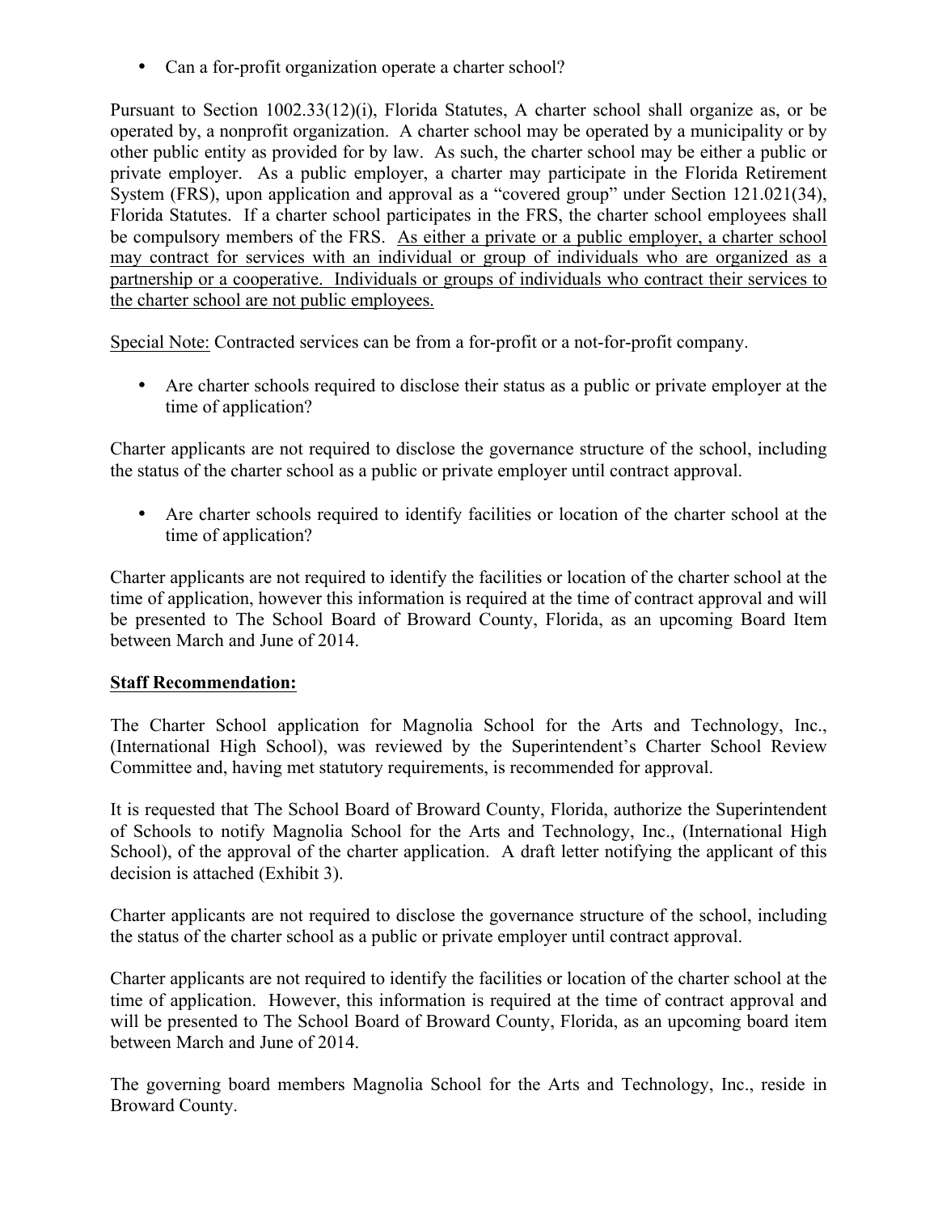- Can a for-profit organization operate a charter school?

Pursuant to Section 1002.33(12)(i), Florida Statutes, A charter school shall organize as, or be operated by, a nonprofit organization. A charter school may be operated by a municipality or by other public entity as provided for by law. As such, the charter school may be either a public or private employer. As a public employer, a charter may participate in the Florida Retirement System (FRS), upon application and approval as a "covered group" under Section 121.021(34), Florida Statutes. If a charter school participates in the FRS, the charter school employees shall be compulsory members of the FRS. <u>As either a private or a public employer, a charter school may contract for services with an individual or group of individuals who are organized as a partnership or a cooperative. Individuals or groups of individuals who contract their services to the charter school are not public employees.</u>

<u>Special Note:</u> Contracted services can be from a for-profit or a not-for-profit company.

- Are charter schools required to disclose their status as a public or private employer at the time of application?

Charter applicants are not required to disclose the governance structure of the school, including the status of the charter school as a public or private employer until contract approval.

- Are charter schools required to identify facilities or location of the charter school at the time of application?

Charter applicants are not required to identify the facilities or location of the charter school at the time of application, however this information is required at the time of contract approval and will be presented to The School Board of Broward County, Florida, as an upcoming Board Item between March and June of 2014.

**<u>Staff Recommendation:</u>**

The Charter School application for Magnolia School for the Arts and Technology, Inc., (International High School), was reviewed by the Superintendent's Charter School Review Committee and, having met statutory requirements, is recommended for approval.

It is requested that The School Board of Broward County, Florida, authorize the Superintendent of Schools to notify Magnolia School for the Arts and Technology, Inc., (International High School), of the approval of the charter application. A draft letter notifying the applicant of this decision is attached (Exhibit 3).

Charter applicants are not required to disclose the governance structure of the school, including the status of the charter school as a public or private employer until contract approval.

Charter applicants are not required to identify the facilities or location of the charter school at the time of application. However, this information is required at the time of contract approval and will be presented to The School Board of Broward County, Florida, as an upcoming board item between March and June of 2014.

The governing board members Magnolia School for the Arts and Technology, Inc., reside in Broward County.